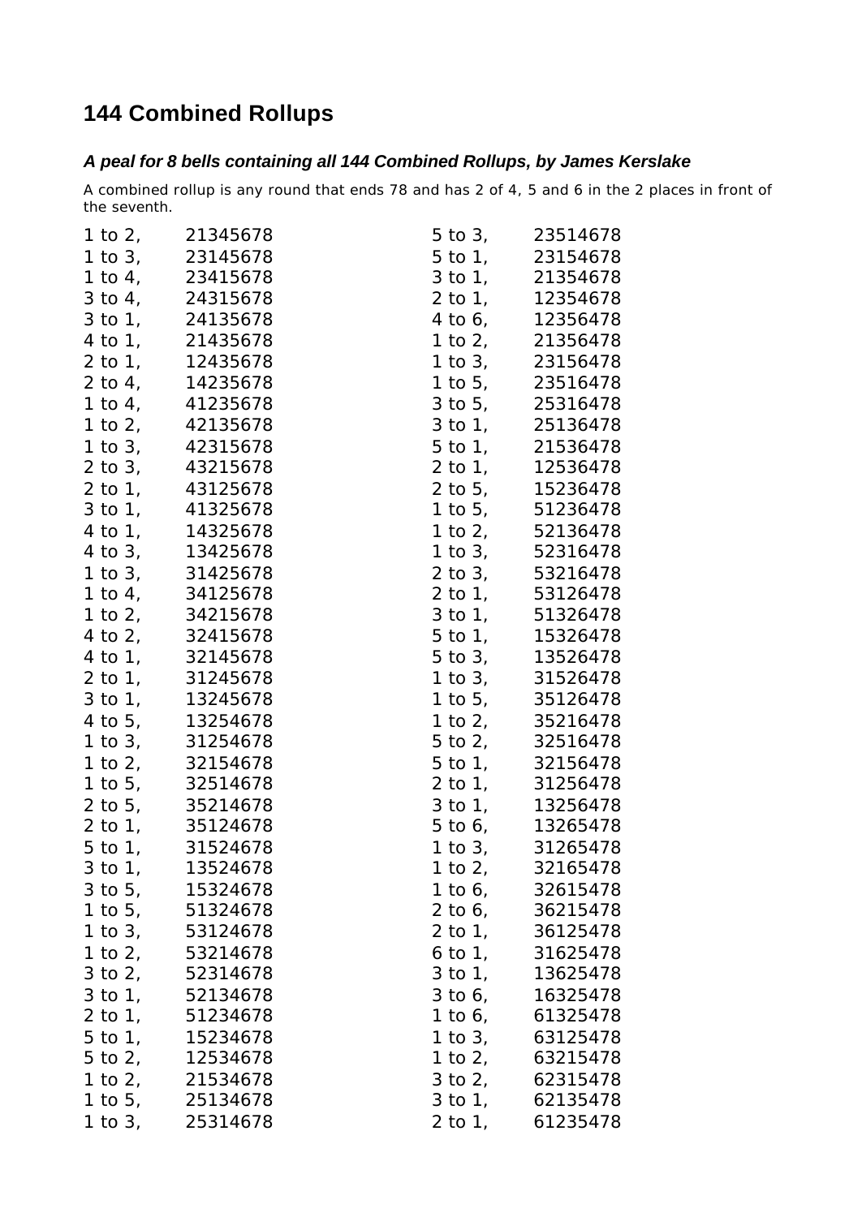# 144 Combined Rollups

### *A peal for 8 bells containing all 144 Combined Rollups, by James Kerslake*

A combined rollup is any round that ends 78 and has 2 of 4, 5 and 6 in the 2 places in front of the seventh.

```
1 to 2,    21345678
1 to 3,    23145678
1 to 4,    23415678
3 to 4,    24315678
3 to 1,    24135678
4 to 1,    21435678
2 to 1,    12435678
2 to 4,    14235678
1 to 4,    41235678
1 to 2,    42135678
1 to 3,    42315678
2 to 3,    43215678
2 to 1,    43125678
3 to 1,    41325678
4 to 1,    14325678
4 to 3,    13425678
1 to 3,    31425678
1 to 4,    34125678
1 to 2,    34215678
4 to 2,    32415678
4 to 1,    32145678
2 to 1,    31245678
3 to 1,    13245678
4 to 5,    13254678
1 to 3,    31254678
1 to 2,    32154678
1 to 5,    32514678
2 to 5,    35214678
2 to 1,    35124678
5 to 1,    31524678
3 to 1,    13524678
3 to 5,    15324678
1 to 5,    51324678
1 to 3,    53124678
1 to 2,    53214678
3 to 2,    52314678
3 to 1,    52134678
2 to 1,    51234678
5 to 1,    15234678
5 to 2,    12534678
1 to 2,    21534678
1 to 5,    25134678
1 to 3,    25314678
5 to 3,    23514678
5 to 1,    23154678
3 to 1,    21354678
2 to 1,    12354678
4 to 6,    12356478
1 to 2,    21356478
1 to 3,    23156478
1 to 5,    23516478
3 to 5,    25316478
3 to 1,    25136478
5 to 1,    21536478
2 to 1,    12536478
2 to 5,    15236478
1 to 5,    51236478
1 to 2,    52136478
1 to 3,    52316478
2 to 3,    53216478
2 to 1,    53126478
3 to 1,    51326478
5 to 1,    15326478
5 to 3,    13526478
1 to 3,    31526478
1 to 5,    35126478
1 to 2,    35216478
5 to 2,    32516478
5 to 1,    32156478
2 to 1,    31256478
3 to 1,    13256478
5 to 6,    13265478
1 to 3,    31265478
1 to 2,    32165478
1 to 6,    32615478
2 to 6,    36215478
2 to 1,    36125478
6 to 1,    31625478
3 to 1,    13625478
3 to 6,    16325478
1 to 6,    61325478
1 to 3,    63125478
1 to 2,    63215478
3 to 2,    62315478
3 to 1,    62135478
2 to 1,    61235478
```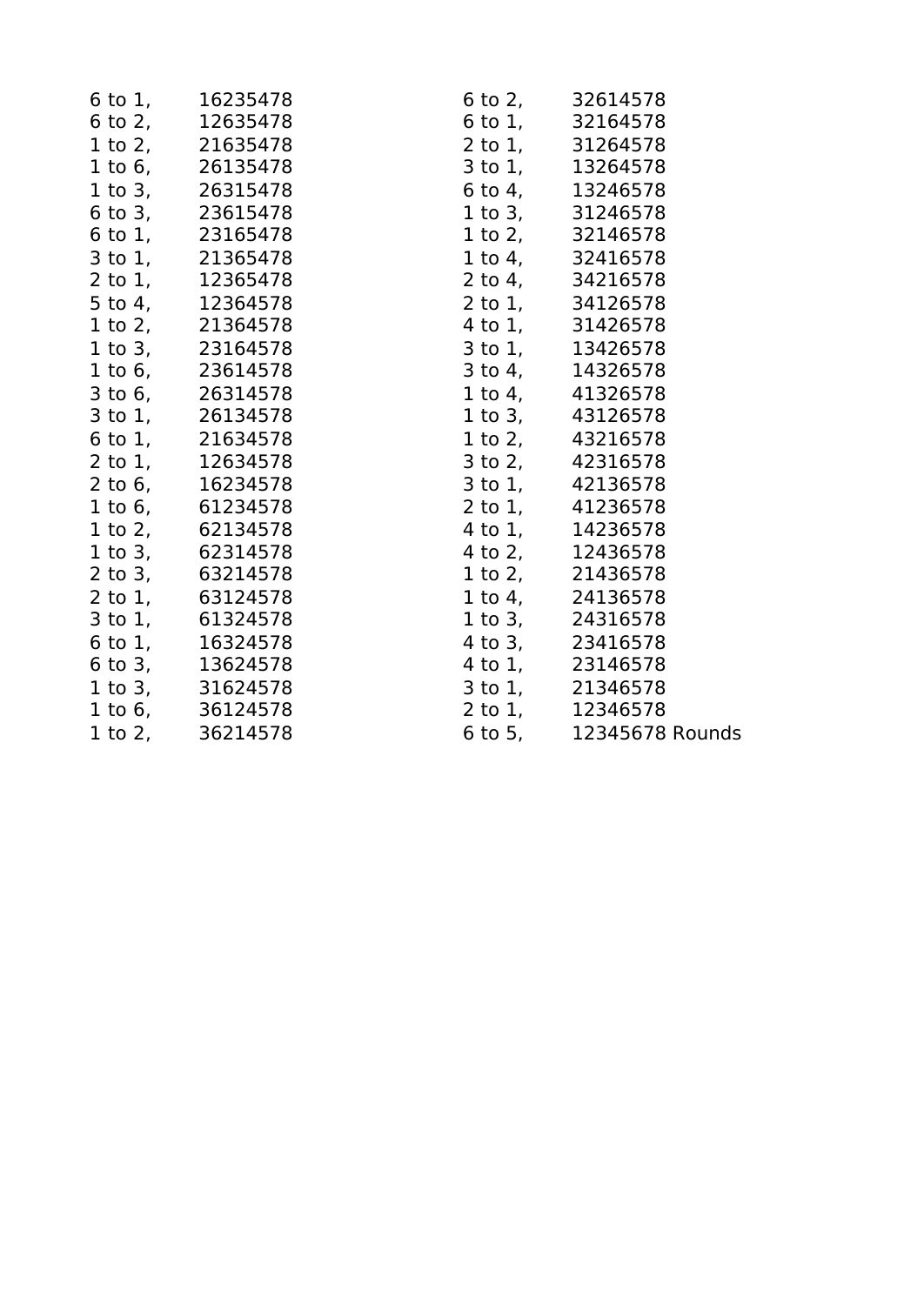6 to 1, 16235478
6 to 2, 12635478
1 to 2, 21635478
1 to 6, 26135478
1 to 3, 26315478
6 to 3, 23615478
6 to 1, 23165478
3 to 1, 21365478
2 to 1, 12365478
5 to 4, 12364578
1 to 2, 21364578
1 to 3, 23164578
1 to 6, 23614578
3 to 6, 26314578
3 to 1, 26134578
6 to 1, 21634578
2 to 1, 12634578
2 to 6, 16234578
1 to 6, 61234578
1 to 2, 62134578
1 to 3, 62314578
2 to 3, 63214578
2 to 1, 63124578
3 to 1, 61324578
6 to 1, 16324578
6 to 3, 13624578
1 to 3, 31624578
1 to 6, 36124578
1 to 2, 36214578
6 to 2, 32614578
6 to 1, 32164578
2 to 1, 31264578
3 to 1, 13264578
6 to 4, 13246578
1 to 3, 31246578
1 to 2, 32146578
1 to 4, 32416578
2 to 4, 34216578
2 to 1, 34126578
4 to 1, 31426578
3 to 1, 13426578
3 to 4, 14326578
1 to 4, 41326578
1 to 3, 43126578
1 to 2, 43216578
3 to 2, 42316578
3 to 1, 42136578
2 to 1, 41236578
4 to 1, 14236578
4 to 2, 12436578
1 to 2, 21436578
1 to 4, 24136578
1 to 3, 24316578
4 to 3, 23416578
4 to 1, 23146578
3 to 1, 21346578
2 to 1, 12346578
6 to 5, 12345678 Rounds